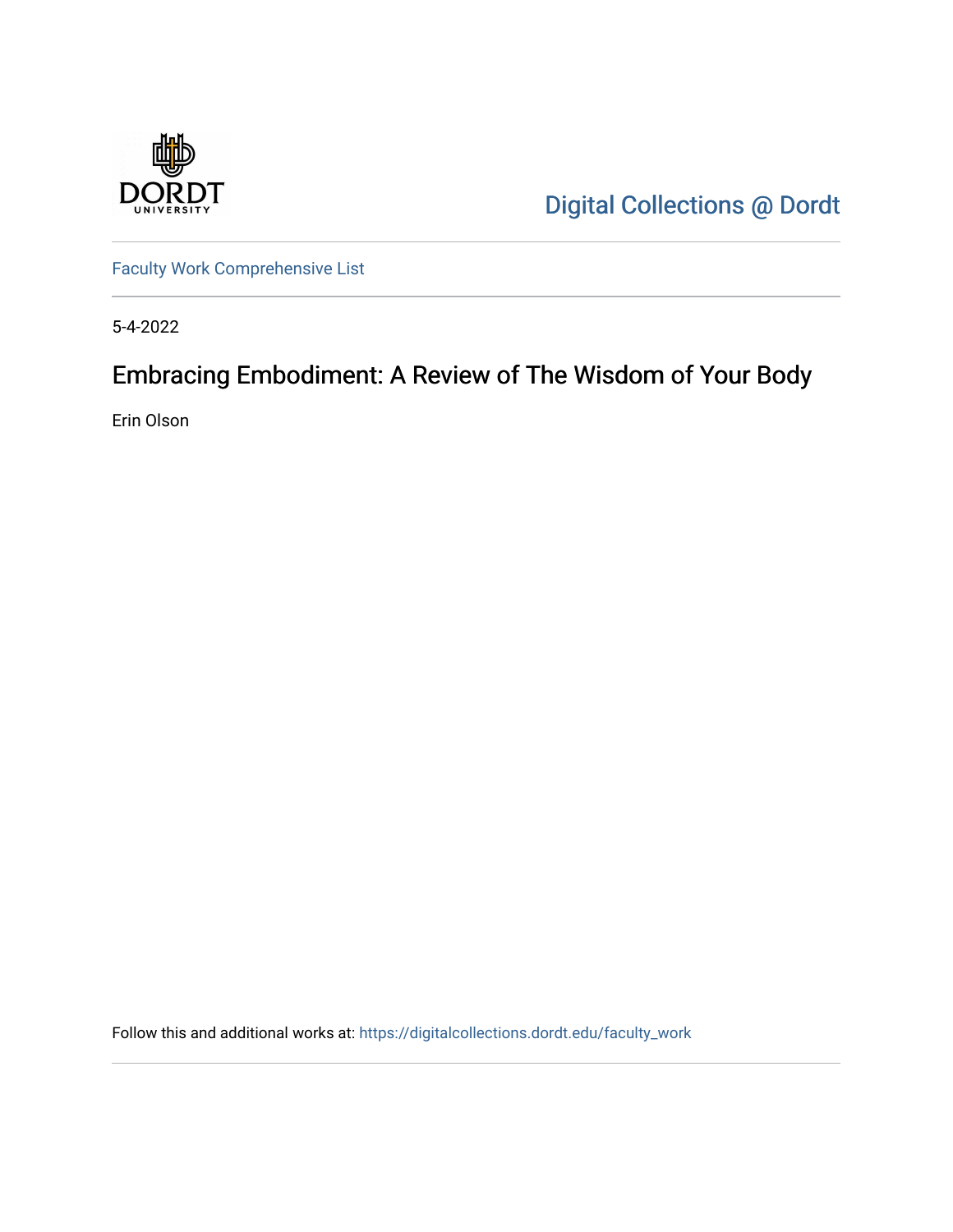Digital Collections @ Dordt

Faculty Work Comprehensive List

5-4-2022

# Embracing Embodiment: A Review of The Wisdom of Your Body

Erin Olson

Follow this and additional works at: https://digitalcollections.dordt.edu/faculty_work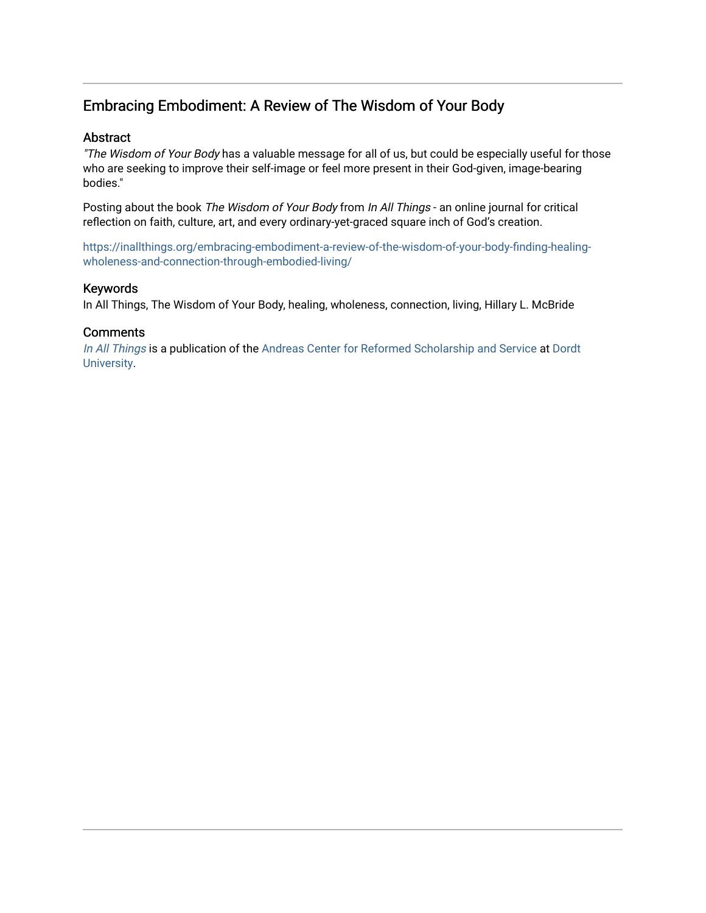# Embracing Embodiment: A Review of The Wisdom of Your Body

## Abstract

*"The Wisdom of Your Body* has a valuable message for all of us, but could be especially useful for those who are seeking to improve their self-image or feel more present in their God-given, image-bearing bodies."

Posting about the book *The Wisdom of Your Body* from *In All Things* - an online journal for critical reflection on faith, culture, art, and every ordinary-yet-graced square inch of God's creation.

https://inallthings.org/embracing-embodiment-a-review-of-the-wisdom-of-your-body-finding-healing-wholeness-and-connection-through-embodied-living/

## Keywords

In All Things, The Wisdom of Your Body, healing, wholeness, connection, living, Hillary L. McBride

## Comments

*In All Things* is a publication of the Andreas Center for Reformed Scholarship and Service at Dordt University.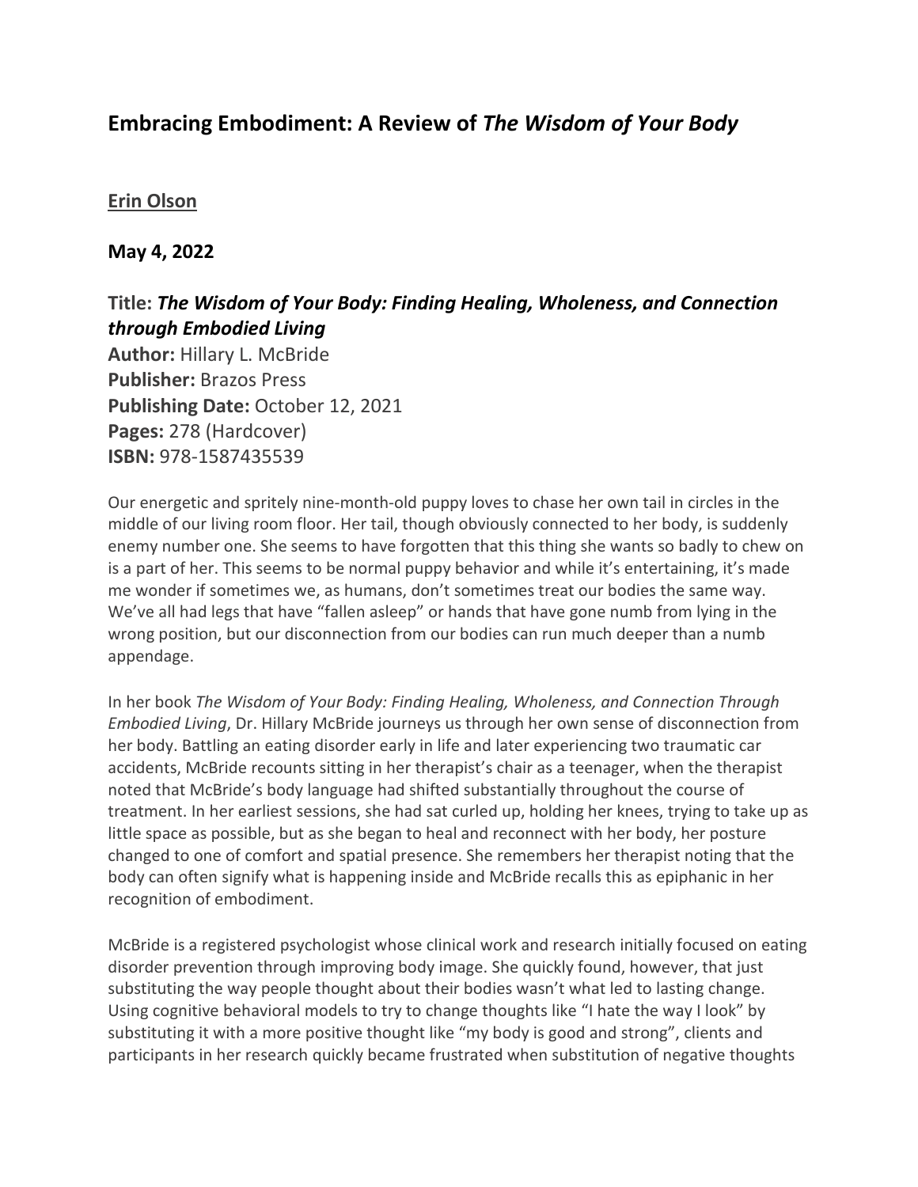# Embracing Embodiment: A Review of *The Wisdom of Your Body*

**Erin Olson**

**May 4, 2022**

### Title: *The Wisdom of Your Body: Finding Healing, Wholeness, and Connection through Embodied Living*

**Author:** Hillary L. McBride
**Publisher:** Brazos Press
**Publishing Date:** October 12, 2021
**Pages:** 278 (Hardcover)
**ISBN:** 978-1587435539

Our energetic and spritely nine-month-old puppy loves to chase her own tail in circles in the middle of our living room floor. Her tail, though obviously connected to her body, is suddenly enemy number one. She seems to have forgotten that this thing she wants so badly to chew on is a part of her. This seems to be normal puppy behavior and while it's entertaining, it's made me wonder if sometimes we, as humans, don't sometimes treat our bodies the same way. We've all had legs that have "fallen asleep" or hands that have gone numb from lying in the wrong position, but our disconnection from our bodies can run much deeper than a numb appendage.

In her book *The Wisdom of Your Body: Finding Healing, Wholeness, and Connection Through Embodied Living*, Dr. Hillary McBride journeys us through her own sense of disconnection from her body. Battling an eating disorder early in life and later experiencing two traumatic car accidents, McBride recounts sitting in her therapist's chair as a teenager, when the therapist noted that McBride's body language had shifted substantially throughout the course of treatment. In her earliest sessions, she had sat curled up, holding her knees, trying to take up as little space as possible, but as she began to heal and reconnect with her body, her posture changed to one of comfort and spatial presence. She remembers her therapist noting that the body can often signify what is happening inside and McBride recalls this as epiphanic in her recognition of embodiment.

McBride is a registered psychologist whose clinical work and research initially focused on eating disorder prevention through improving body image. She quickly found, however, that just substituting the way people thought about their bodies wasn't what led to lasting change. Using cognitive behavioral models to try to change thoughts like "I hate the way I look" by substituting it with a more positive thought like "my body is good and strong", clients and participants in her research quickly became frustrated when substitution of negative thoughts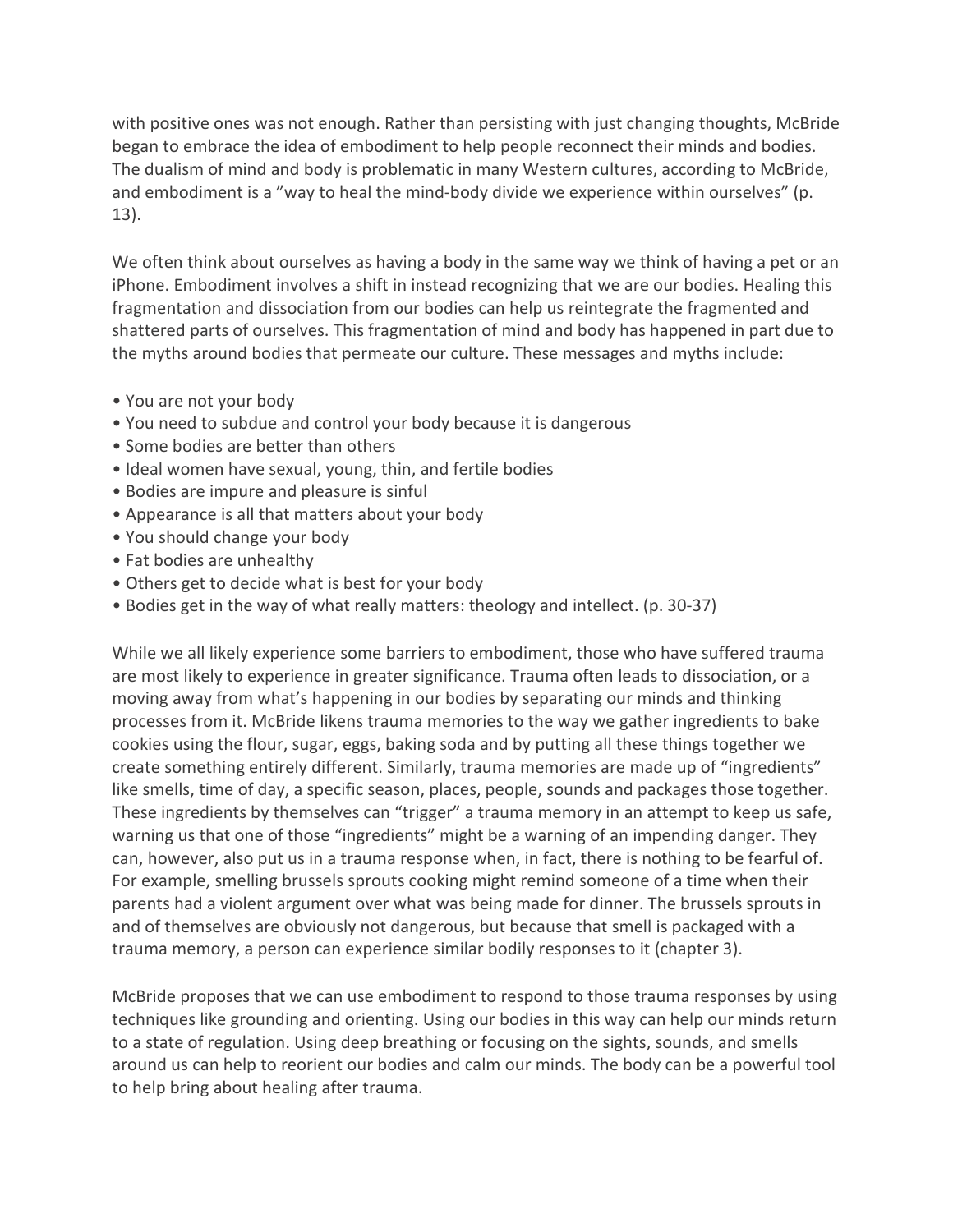with positive ones was not enough. Rather than persisting with just changing thoughts, McBride began to embrace the idea of embodiment to help people reconnect their minds and bodies. The dualism of mind and body is problematic in many Western cultures, according to McBride, and embodiment is a "way to heal the mind-body divide we experience within ourselves" (p. 13).

We often think about ourselves as having a body in the same way we think of having a pet or an iPhone. Embodiment involves a shift in instead recognizing that we are our bodies. Healing this fragmentation and dissociation from our bodies can help us reintegrate the fragmented and shattered parts of ourselves. This fragmentation of mind and body has happened in part due to the myths around bodies that permeate our culture. These messages and myths include:

- You are not your body
- You need to subdue and control your body because it is dangerous
- Some bodies are better than others
- Ideal women have sexual, young, thin, and fertile bodies
- Bodies are impure and pleasure is sinful
- Appearance is all that matters about your body
- You should change your body
- Fat bodies are unhealthy
- Others get to decide what is best for your body
- Bodies get in the way of what really matters: theology and intellect. (p. 30-37)

While we all likely experience some barriers to embodiment, those who have suffered trauma are most likely to experience in greater significance. Trauma often leads to dissociation, or a moving away from what's happening in our bodies by separating our minds and thinking processes from it. McBride likens trauma memories to the way we gather ingredients to bake cookies using the flour, sugar, eggs, baking soda and by putting all these things together we create something entirely different. Similarly, trauma memories are made up of "ingredients" like smells, time of day, a specific season, places, people, sounds and packages those together. These ingredients by themselves can "trigger" a trauma memory in an attempt to keep us safe, warning us that one of those "ingredients" might be a warning of an impending danger. They can, however, also put us in a trauma response when, in fact, there is nothing to be fearful of. For example, smelling brussels sprouts cooking might remind someone of a time when their parents had a violent argument over what was being made for dinner. The brussels sprouts in and of themselves are obviously not dangerous, but because that smell is packaged with a trauma memory, a person can experience similar bodily responses to it (chapter 3).

McBride proposes that we can use embodiment to respond to those trauma responses by using techniques like grounding and orienting. Using our bodies in this way can help our minds return to a state of regulation. Using deep breathing or focusing on the sights, sounds, and smells around us can help to reorient our bodies and calm our minds. The body can be a powerful tool to help bring about healing after trauma.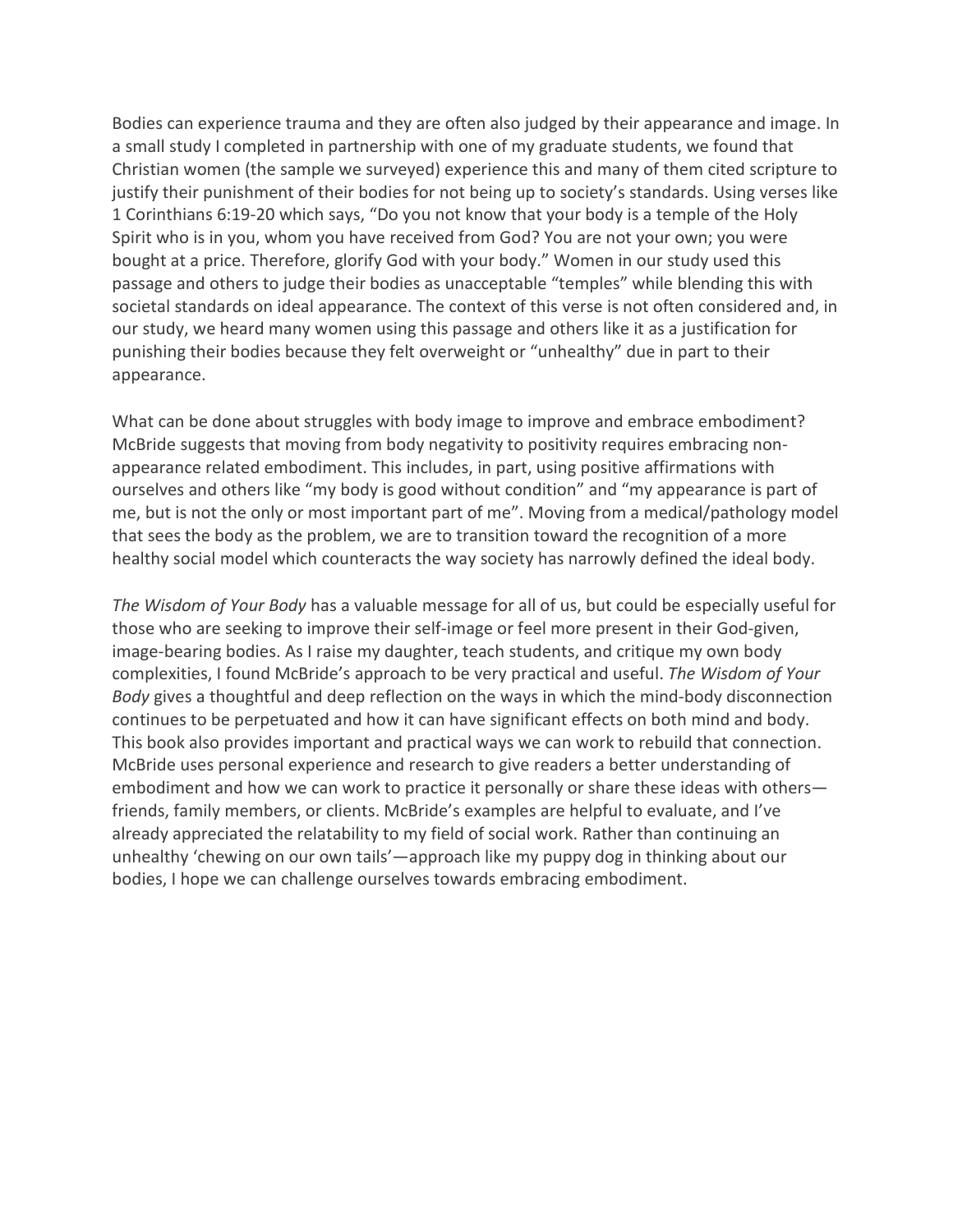Bodies can experience trauma and they are often also judged by their appearance and image. In a small study I completed in partnership with one of my graduate students, we found that Christian women (the sample we surveyed) experience this and many of them cited scripture to justify their punishment of their bodies for not being up to society's standards. Using verses like 1 Corinthians 6:19-20 which says, "Do you not know that your body is a temple of the Holy Spirit who is in you, whom you have received from God? You are not your own; you were bought at a price. Therefore, glorify God with your body." Women in our study used this passage and others to judge their bodies as unacceptable "temples" while blending this with societal standards on ideal appearance. The context of this verse is not often considered and, in our study, we heard many women using this passage and others like it as a justification for punishing their bodies because they felt overweight or "unhealthy" due in part to their appearance.

What can be done about struggles with body image to improve and embrace embodiment? McBride suggests that moving from body negativity to positivity requires embracing non-appearance related embodiment. This includes, in part, using positive affirmations with ourselves and others like "my body is good without condition" and "my appearance is part of me, but is not the only or most important part of me". Moving from a medical/pathology model that sees the body as the problem, we are to transition toward the recognition of a more healthy social model which counteracts the way society has narrowly defined the ideal body.

*The Wisdom of Your Body* has a valuable message for all of us, but could be especially useful for those who are seeking to improve their self-image or feel more present in their God-given, image-bearing bodies. As I raise my daughter, teach students, and critique my own body complexities, I found McBride's approach to be very practical and useful. *The Wisdom of Your Body* gives a thoughtful and deep reflection on the ways in which the mind-body disconnection continues to be perpetuated and how it can have significant effects on both mind and body. This book also provides important and practical ways we can work to rebuild that connection. McBride uses personal experience and research to give readers a better understanding of embodiment and how we can work to practice it personally or share these ideas with others—friends, family members, or clients. McBride's examples are helpful to evaluate, and I've already appreciated the relatability to my field of social work. Rather than continuing an unhealthy 'chewing on our own tails'—approach like my puppy dog in thinking about our bodies, I hope we can challenge ourselves towards embracing embodiment.